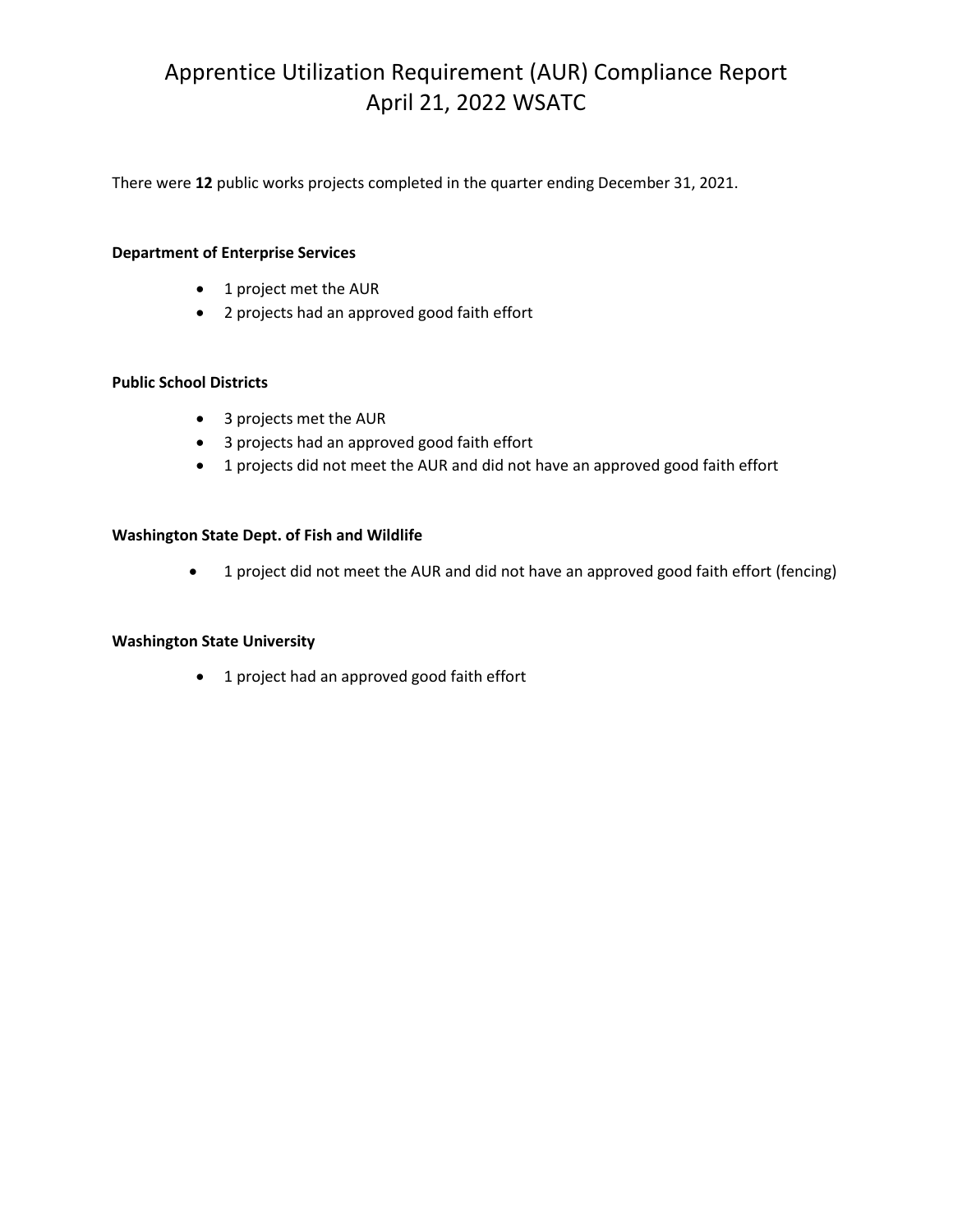# Apprentice Utilization Requirement (AUR) Compliance Report
# April 21, 2022 WSATC

There were **12** public works projects completed in the quarter ending December 31, 2021.

**Department of Enterprise Services**

- 1 project met the AUR
- 2 projects had an approved good faith effort

**Public School Districts**

- 3 projects met the AUR
- 3 projects had an approved good faith effort
- 1 projects did not meet the AUR and did not have an approved good faith effort

**Washington State Dept. of Fish and Wildlife**

- 1 project did not meet the AUR and did not have an approved good faith effort (fencing)

**Washington State University**

- 1 project had an approved good faith effort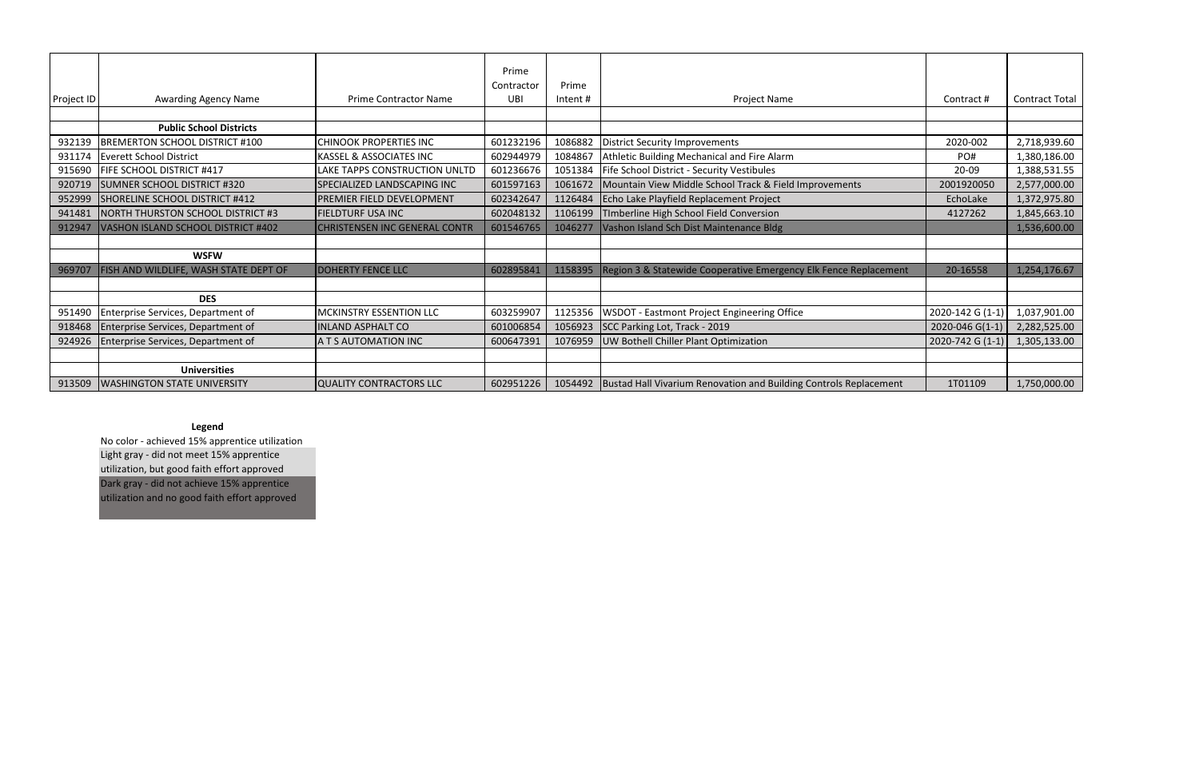| Project ID | Awarding Agency Name | Prime Contractor Name | Prime Contractor UBI | Prime Intent # | Project Name | Contract # | Contract Total |
|---|---|---|---|---|---|---|---|
| | | | | | | | |
| | **Public School Districts** | | | | | | |
| 932139 | BREMERTON SCHOOL DISTRICT #100 | CHINOOK PROPERTIES INC | 601232196 | 1086882 | District Security Improvements | 2020-002 | 2,718,939.60 |
| 931174 | Everett School District | KASSEL & ASSOCIATES INC | 602944979 | 1084867 | Athletic Building Mechanical and Fire Alarm | PO# | 1,380,186.00 |
| 915690 | FIFE SCHOOL DISTRICT #417 | LAKE TAPPS CONSTRUCTION UNLTD | 601236676 | 1051384 | Fife School District - Security Vestibules | 20-09 | 1,388,531.55 |
| 920719 | SUMNER SCHOOL DISTRICT #320 | SPECIALIZED LANDSCAPING INC | 601597163 | 1061672 | Mountain View Middle School Track & Field Improvements | 2001920050 | 2,577,000.00 |
| 952999 | SHORELINE SCHOOL DISTRICT #412 | PREMIER FIELD DEVELOPMENT | 602342647 | 1126484 | Echo Lake Playfield Replacement Project | EchoLake | 1,372,975.80 |
| 941481 | NORTH THURSTON SCHOOL DISTRICT #3 | FIELDTURF USA INC | 602048132 | 1106199 | TImberline High School Field Conversion | 4127262 | 1,845,663.10 |
| 912947 | VASHON ISLAND SCHOOL DISTRICT #402 | CHRISTENSEN INC GENERAL CONTR | 601546765 | 1046277 | Vashon Island Sch Dist Maintenance Bldg | | 1,536,600.00 |
| | | | | | | | |
| | **WSFW** | | | | | | |
| 969707 | FISH AND WILDLIFE, WASH STATE DEPT OF | DOHERTY FENCE LLC | 602895841 | 1158395 | Region 3 & Statewide Cooperative Emergency Elk Fence Replacement | 20-16558 | 1,254,176.67 |
| | | | | | | | |
| | **DES** | | | | | | |
| 951490 | Enterprise Services, Department of | MCKINSTRY ESSENTION LLC | 603259907 | 1125356 | WSDOT - Eastmont Project Engineering Office | 2020-142 G (1-1) | 1,037,901.00 |
| 918468 | Enterprise Services, Department of | INLAND ASPHALT CO | 601006854 | 1056923 | SCC Parking Lot, Track - 2019 | 2020-046 G(1-1) | 2,282,525.00 |
| 924926 | Enterprise Services, Department of | A T S AUTOMATION INC | 600647391 | 1076959 | UW Bothell Chiller Plant Optimization | 2020-742 G (1-1) | 1,305,133.00 |
| | | | | | | | |
| | **Universities** | | | | | | |
| 913509 | WASHINGTON STATE UNIVERSITY | QUALITY CONTRACTORS LLC | 602951226 | 1054492 | Bustad Hall Vivarium Renovation and Building Controls Replacement | 1T01109 | 1,750,000.00 |

**Legend**

No color - achieved 15% apprentice utilization

Light gray - did not meet 15% apprentice utilization, but good faith effort approved

Dark gray - did not achieve 15% apprentice utilization and no good faith effort approved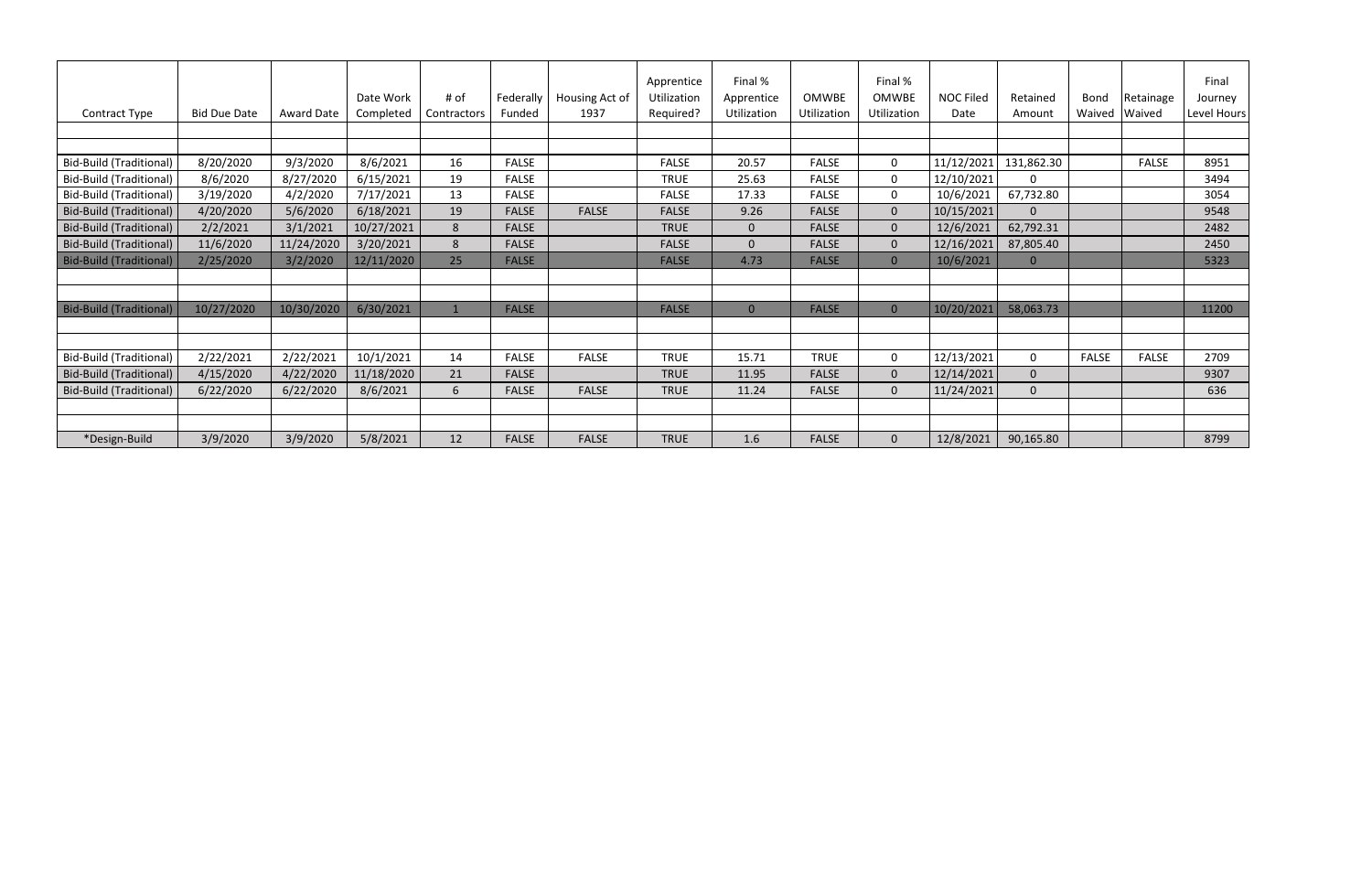| Contract Type | Bid Due Date | Award Date | Date Work Completed | # of Contractors | Federally Funded | Housing Act of 1937 | Apprentice Utilization Required? | Final % Apprentice Utilization | OMWBE Utilization | Final % OMWBE Utilization | NOC Filed Date | Retained Amount | Bond Waived | Retainage Waived | Final Journey Level Hours |
|---|---|---|---|---|---|---|---|---|---|---|---|---|---|---|---|
| | | | | | | | | | | | | | | | |
| | | | | | | | | | | | | | | | |
| Bid-Build (Traditional) | 8/20/2020 | 9/3/2020 | 8/6/2021 | 16 | FALSE | | FALSE | 20.57 | FALSE | 0 | 11/12/2021 | 131,862.30 | | FALSE | 8951 |
| Bid-Build (Traditional) | 8/6/2020 | 8/27/2020 | 6/15/2021 | 19 | FALSE | | TRUE | 25.63 | FALSE | 0 | 12/10/2021 | 0 | | | 3494 |
| Bid-Build (Traditional) | 3/19/2020 | 4/2/2020 | 7/17/2021 | 13 | FALSE | | FALSE | 17.33 | FALSE | 0 | 10/6/2021 | 67,732.80 | | | 3054 |
| Bid-Build (Traditional) | 4/20/2020 | 5/6/2020 | 6/18/2021 | 19 | FALSE | FALSE | FALSE | 9.26 | FALSE | 0 | 10/15/2021 | 0 | | | 9548 |
| Bid-Build (Traditional) | 2/2/2021 | 3/1/2021 | 10/27/2021 | 8 | FALSE | | TRUE | 0 | FALSE | 0 | 12/6/2021 | 62,792.31 | | | 2482 |
| Bid-Build (Traditional) | 11/6/2020 | 11/24/2020 | 3/20/2021 | 8 | FALSE | | FALSE | 0 | FALSE | 0 | 12/16/2021 | 87,805.40 | | | 2450 |
| Bid-Build (Traditional) | 2/25/2020 | 3/2/2020 | 12/11/2020 | 25 | FALSE | | FALSE | 4.73 | FALSE | 0 | 10/6/2021 | 0 | | | 5323 |
| | | | | | | | | | | | | | | | |
| | | | | | | | | | | | | | | | |
| Bid-Build (Traditional) | 10/27/2020 | 10/30/2020 | 6/30/2021 | 1 | FALSE | | FALSE | 0 | FALSE | 0 | 10/20/2021 | 58,063.73 | | | 11200 |
| | | | | | | | | | | | | | | | |
| | | | | | | | | | | | | | | | |
| Bid-Build (Traditional) | 2/22/2021 | 2/22/2021 | 10/1/2021 | 14 | FALSE | FALSE | TRUE | 15.71 | TRUE | 0 | 12/13/2021 | 0 | FALSE | FALSE | 2709 |
| Bid-Build (Traditional) | 4/15/2020 | 4/22/2020 | 11/18/2020 | 21 | FALSE | | TRUE | 11.95 | FALSE | 0 | 12/14/2021 | 0 | | | 9307 |
| Bid-Build (Traditional) | 6/22/2020 | 6/22/2020 | 8/6/2021 | 6 | FALSE | FALSE | TRUE | 11.24 | FALSE | 0 | 11/24/2021 | 0 | | | 636 |
| | | | | | | | | | | | | | | | |
| | | | | | | | | | | | | | | | |
| *Design-Build | 3/9/2020 | 3/9/2020 | 5/8/2021 | 12 | FALSE | FALSE | TRUE | 1.6 | FALSE | 0 | 12/8/2021 | 90,165.80 | | | 8799 |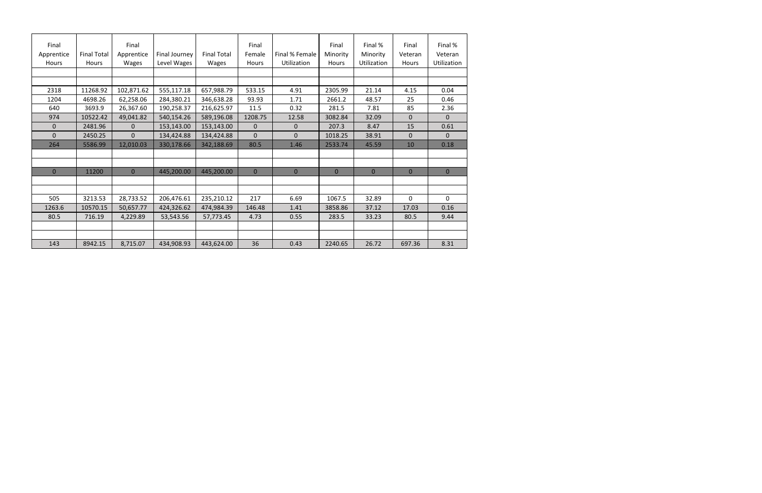| Final Apprentice Hours | Final Total Hours | Final Apprentice Wages | Final Journey Level Wages | Final Total Wages | Final Female Hours | Final % Female Utilization | Final Minority Hours | Final % Minority Utilization | Final Veteran Hours | Final % Veteran Utilization |
|---|---|---|---|---|---|---|---|---|---|---|
| | | | | | | | | | | |
| | | | | | | | | | | |
| 2318 | 11268.92 | 102,871.62 | 555,117.18 | 657,988.79 | 533.15 | 4.91 | 2305.99 | 21.14 | 4.15 | 0.04 |
| 1204 | 4698.26 | 62,258.06 | 284,380.21 | 346,638.28 | 93.93 | 1.71 | 2661.2 | 48.57 | 25 | 0.46 |
| 640 | 3693.9 | 26,367.60 | 190,258.37 | 216,625.97 | 11.5 | 0.32 | 281.5 | 7.81 | 85 | 2.36 |
| 974 | 10522.42 | 49,041.82 | 540,154.26 | 589,196.08 | 1208.75 | 12.58 | 3082.84 | 32.09 | 0 | 0 |
| 0 | 2481.96 | 0 | 153,143.00 | 153,143.00 | 0 | 0 | 207.3 | 8.47 | 15 | 0.61 |
| 0 | 2450.25 | 0 | 134,424.88 | 134,424.88 | 0 | 0 | 1018.25 | 38.91 | 0 | 0 |
| 264 | 5586.99 | 12,010.03 | 330,178.66 | 342,188.69 | 80.5 | 1.46 | 2533.74 | 45.59 | 10 | 0.18 |
| | | | | | | | | | | |
| | | | | | | | | | | |
| 0 | 11200 | 0 | 445,200.00 | 445,200.00 | 0 | 0 | 0 | 0 | 0 | 0 |
| | | | | | | | | | | |
| | | | | | | | | | | |
| 505 | 3213.53 | 28,733.52 | 206,476.61 | 235,210.12 | 217 | 6.69 | 1067.5 | 32.89 | 0 | 0 |
| 1263.6 | 10570.15 | 50,657.77 | 424,326.62 | 474,984.39 | 146.48 | 1.41 | 3858.86 | 37.12 | 17.03 | 0.16 |
| 80.5 | 716.19 | 4,229.89 | 53,543.56 | 57,773.45 | 4.73 | 0.55 | 283.5 | 33.23 | 80.5 | 9.44 |
| | | | | | | | | | | |
| | | | | | | | | | | |
| 143 | 8942.15 | 8,715.07 | 434,908.93 | 443,624.00 | 36 | 0.43 | 2240.65 | 26.72 | 697.36 | 8.31 |